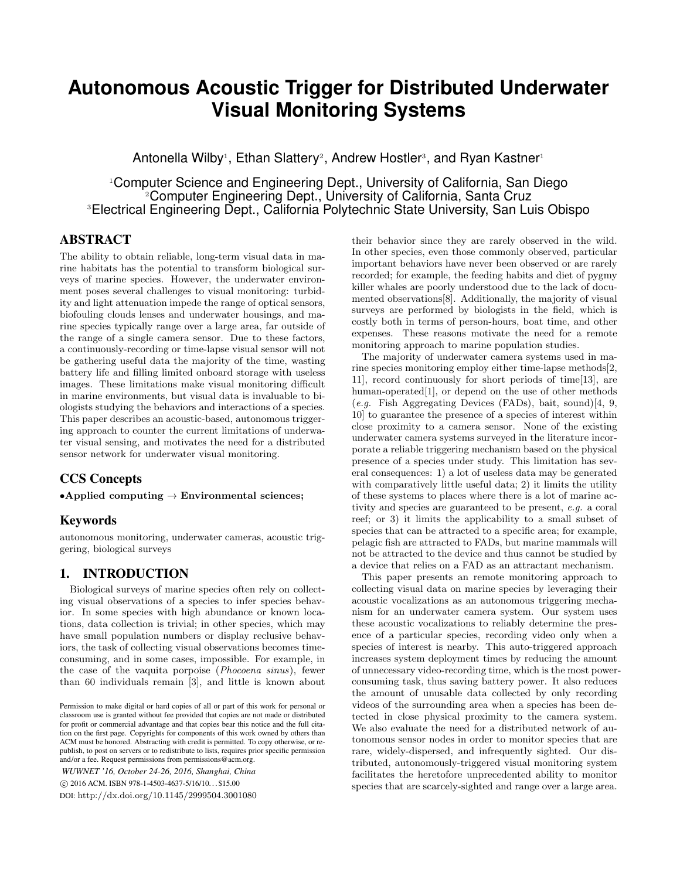# Autonomous Acoustic Trigger for Distributed Underwater Visual Monitoring Systems

Antonella Wilby[1], Ethan Slattery[2], Andrew Hostler[3], and Ryan Kastner[1]

[1]Computer Science and Engineering Dept., University of California, San Diego
[2]Computer Engineering Dept., University of California, Santa Cruz
[3]Electrical Engineering Dept., California Polytechnic State University, San Luis Obispo

## ABSTRACT

The ability to obtain reliable, long-term visual data in marine habitats has the potential to transform biological surveys of marine species. However, the underwater environment poses several challenges to visual monitoring: turbidity and light attenuation impede the range of optical sensors, biofouling clouds lenses and underwater housings, and marine species typically range over a large area, far outside of the range of a single camera sensor. Due to these factors, a continuously-recording or time-lapse visual sensor will not be gathering useful data the majority of the time, wasting battery life and filling limited onboard storage with useless images. These limitations make visual monitoring difficult in marine environments, but visual data is invaluable to biologists studying the behaviors and interactions of a species. This paper describes an acoustic-based, autonomous triggering approach to counter the current limitations of underwater visual sensing, and motivates the need for a distributed sensor network for underwater visual monitoring.

## CCS Concepts

•**Applied computing → Environmental sciences;**

## Keywords

autonomous monitoring, underwater cameras, acoustic triggering, biological surveys

## 1. INTRODUCTION

Biological surveys of marine species often rely on collecting visual observations of a species to infer species behavior. In some species with high abundance or known locations, data collection is trivial; in other species, which may have small population numbers or display reclusive behaviors, the task of collecting visual observations becomes time-consuming, and in some cases, impossible. For example, in the case of the vaquita porpoise (*Phocoena sinus*), fewer than 60 individuals remain [3], and little is known about their behavior since they are rarely observed in the wild. In other species, even those commonly observed, particular important behaviors have never been observed or are rarely recorded; for example, the feeding habits and diet of pygmy killer whales are poorly understood due to the lack of documented observations[8]. Additionally, the majority of visual surveys are performed by biologists in the field, which is costly both in terms of person-hours, boat time, and other expenses. These reasons motivate the need for a remote monitoring approach to marine population studies.

The majority of underwater camera systems used in marine species monitoring employ either time-lapse methods[2, 11], record continuously for short periods of time[13], are human-operated[1], or depend on the use of other methods (*e.g.* Fish Aggregating Devices (FADs), bait, sound)[4, 9, 10] to guarantee the presence of a species of interest within close proximity to a camera sensor. None of the existing underwater camera systems surveyed in the literature incorporate a reliable triggering mechanism based on the physical presence of a species under study. This limitation has several consequences: 1) a lot of useless data may be generated with comparatively little useful data; 2) it limits the utility of these systems to places where there is a lot of marine activity and species are guaranteed to be present, *e.g.* a coral reef; or 3) it limits the applicability to a small subset of species that can be attracted to a specific area; for example, pelagic fish are attracted to FADs, but marine mammals will not be attracted to the device and thus cannot be studied by a device that relies on a FAD as an attractant mechanism.

This paper presents an remote monitoring approach to collecting visual data on marine species by leveraging their acoustic vocalizations as an autonomous triggering mechanism for an underwater camera system. Our system uses these acoustic vocalizations to reliably determine the presence of a particular species, recording video only when a species of interest is nearby. This auto-triggered approach increases system deployment times by reducing the amount of unnecessary video-recording time, which is the most power-consuming task, thus saving battery power. It also reduces the amount of unusable data collected by only recording videos of the surrounding area when a species has been detected in close physical proximity to the camera system. We also evaluate the need for a distributed network of autonomous sensor nodes in order to monitor species that are rare, widely-dispersed, and infrequently sighted. Our distributed, autonomously-triggered visual monitoring system facilitates the heretofore unprecedented ability to monitor species that are scarcely-sighted and range over a large area.

Permission to make digital or hard copies of all or part of this work for personal or classroom use is granted without fee provided that copies are not made or distributed for profit or commercial advantage and that copies bear this notice and the full citation on the first page. Copyrights for components of this work owned by others than ACM must be honored. Abstracting with credit is permitted. To copy otherwise, or republish, to post on servers or to redistribute to lists, requires prior specific permission and/or a fee. Request permissions from permissions@acm.org.

*WUWNET '16, October 24-26, 2016, Shanghai, China*
© 2016 ACM. ISBN 978-1-4503-4637-5/16/10...$15.00
DOI: http://dx.doi.org/10.1145/2999504.3001080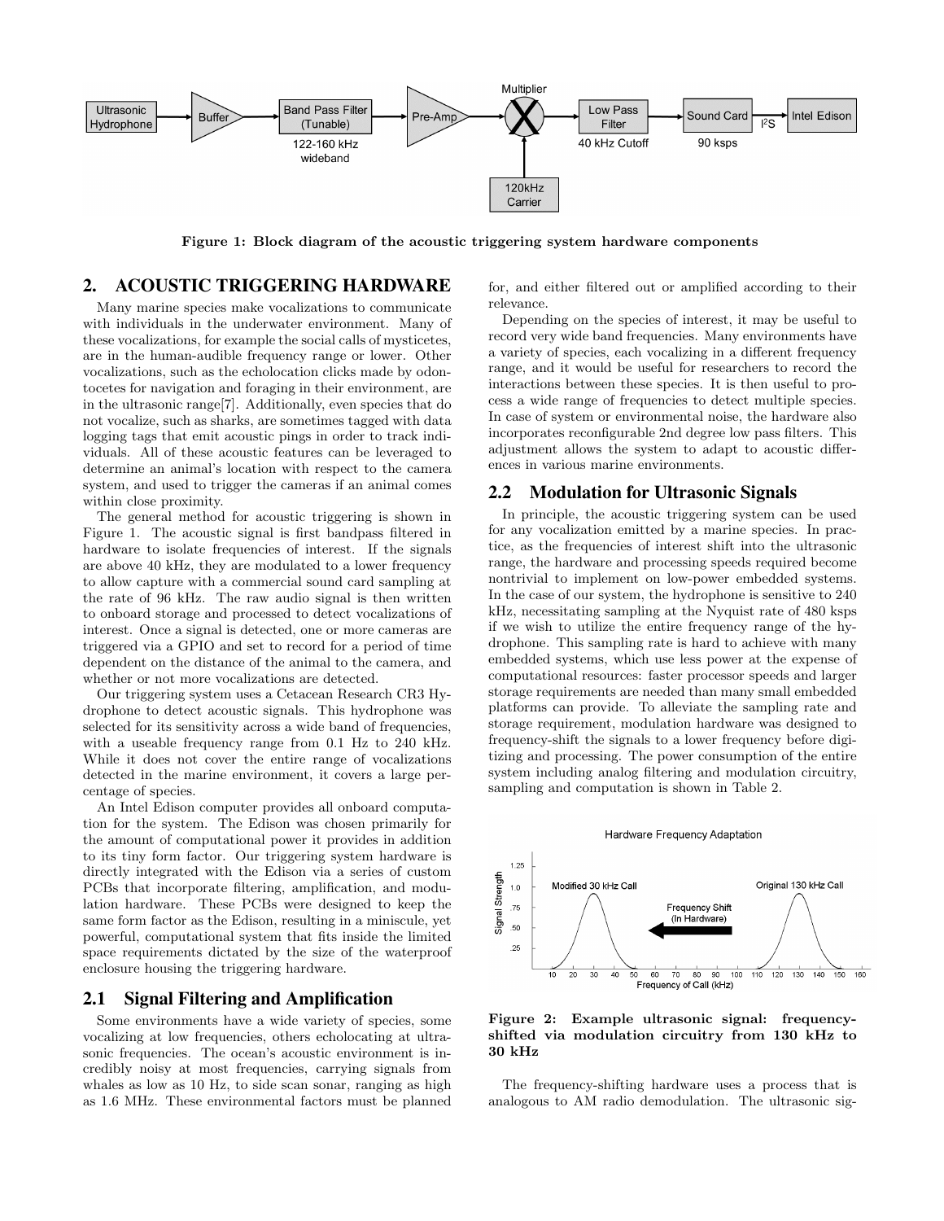Figure 1: Block diagram of the acoustic triggering system hardware components

## 2. ACOUSTIC TRIGGERING HARDWARE

Many marine species make vocalizations to communicate with individuals in the underwater environment. Many of these vocalizations, for example the social calls of mysticetes, are in the human-audible frequency range or lower. Other vocalizations, such as the echolocation clicks made by odontocetes for navigation and foraging in their environment, are in the ultrasonic range[7]. Additionally, even species that do not vocalize, such as sharks, are sometimes tagged with data logging tags that emit acoustic pings in order to track individuals. All of these acoustic features can be leveraged to determine an animal's location with respect to the camera system, and used to trigger the cameras if an animal comes within close proximity.

The general method for acoustic triggering is shown in Figure 1. The acoustic signal is first bandpass filtered in hardware to isolate frequencies of interest. If the signals are above 40 kHz, they are modulated to a lower frequency to allow capture with a commercial sound card sampling at the rate of 96 kHz. The raw audio signal is then written to onboard storage and processed to detect vocalizations of interest. Once a signal is detected, one or more cameras are triggered via a GPIO and set to record for a period of time dependent on the distance of the animal to the camera, and whether or not more vocalizations are detected.

Our triggering system uses a Cetacean Research CR3 Hydrophone to detect acoustic signals. This hydrophone was selected for its sensitivity across a wide band of frequencies, with a useable frequency range from 0.1 Hz to 240 kHz. While it does not cover the entire range of vocalizations detected in the marine environment, it covers a large percentage of species.

An Intel Edison computer provides all onboard computation for the system. The Edison was chosen primarily for the amount of computational power it provides in addition to its tiny form factor. Our triggering system hardware is directly integrated with the Edison via a series of custom PCBs that incorporate filtering, amplification, and modulation hardware. These PCBs were designed to keep the same form factor as the Edison, resulting in a miniscule, yet powerful, computational system that fits inside the limited space requirements dictated by the size of the waterproof enclosure housing the triggering hardware.

### 2.1 Signal Filtering and Amplification

Some environments have a wide variety of species, some vocalizing at low frequencies, others echolocating at ultrasonic frequencies. The ocean's acoustic environment is incredibly noisy at most frequencies, carrying signals from whales as low as 10 Hz, to side scan sonar, ranging as high as 1.6 MHz. These environmental factors must be planned for, and either filtered out or amplified according to their relevance.

Depending on the species of interest, it may be useful to record very wide band frequencies. Many environments have a variety of species, each vocalizing in a different frequency range, and it would be useful for researchers to record the interactions between these species. It is then useful to process a wide range of frequencies to detect multiple species. In case of system or environmental noise, the hardware also incorporates reconfigurable 2nd degree low pass filters. This adjustment allows the system to adapt to acoustic differences in various marine environments.

### 2.2 Modulation for Ultrasonic Signals

In principle, the acoustic triggering system can be used for any vocalization emitted by a marine species. In practice, as the frequencies of interest shift into the ultrasonic range, the hardware and processing speeds required become nontrivial to implement on low-power embedded systems. In the case of our system, the hydrophone is sensitive to 240 kHz, necessitating sampling at the Nyquist rate of 480 ksps if we wish to utilize the entire frequency range of the hydrophone. This sampling rate is hard to achieve with many embedded systems, which use less power at the expense of computational resources: faster processor speeds and larger storage requirements are needed than many small embedded platforms can provide. To alleviate the sampling rate and storage requirement, modulation hardware was designed to frequency-shift the signals to a lower frequency before digitizing and processing. The power consumption of the entire system including analog filtering and modulation circuitry, sampling and computation is shown in Table 2.

Figure 2: Example ultrasonic signal: frequency-shifted via modulation circuitry from 130 kHz to 30 kHz

The frequency-shifting hardware uses a process that is analogous to AM radio demodulation. The ultrasonic sig-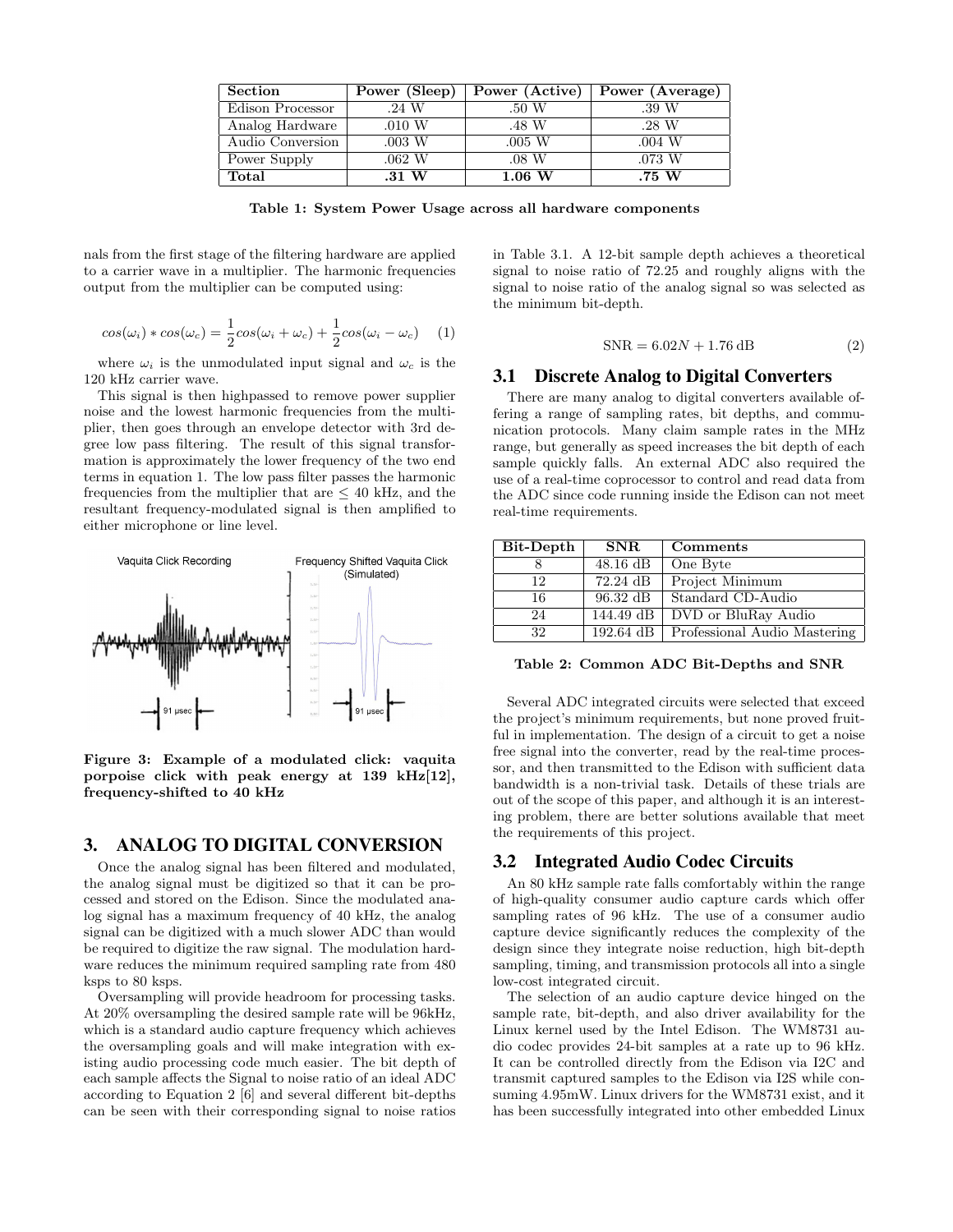| Section | Power (Sleep) | Power (Active) | Power (Average) |
|---|---|---|---|
| Edison Processor | .24 W | .50 W | .39 W |
| Analog Hardware | .010 W | .48 W | .28 W |
| Audio Conversion | .003 W | .005 W | .004 W |
| Power Supply | .062 W | .08 W | .073 W |
| **Total** | **.31 W** | **1.06 W** | **.75 W** |

**Table 1: System Power Usage across all hardware components**

nals from the first stage of the filtering hardware are applied to a carrier wave in a multiplier. The harmonic frequencies output from the multiplier can be computed using:

$$cos(\omega_i) * cos(\omega_c) = \frac{1}{2}cos(\omega_i + \omega_c) + \frac{1}{2}cos(\omega_i - \omega_c) \quad (1)$$

where $\omega_i$ is the unmodulated input signal and $\omega_c$ is the 120 kHz carrier wave.

This signal is then highpassed to remove power supplier noise and the lowest harmonic frequencies from the multiplier, then goes through an envelope detector with 3rd degree low pass filtering. The result of this signal transformation is approximately the lower frequency of the two end terms in equation 1. The low pass filter passes the harmonic frequencies from the multiplier that are $\leq$ 40 kHz, and the resultant frequency-modulated signal is then amplified to either microphone or line level.

**Figure 3: Example of a modulated click: vaquita porpoise click with peak energy at 139 kHz[12], frequency-shifted to 40 kHz**

## 3. ANALOG TO DIGITAL CONVERSION

Once the analog signal has been filtered and modulated, the analog signal must be digitized so that it can be processed and stored on the Edison. Since the modulated analog signal has a maximum frequency of 40 kHz, the analog signal can be digitized with a much slower ADC than would be required to digitize the raw signal. The modulation hardware reduces the minimum required sampling rate from 480 ksps to 80 ksps.

Oversampling will provide headroom for processing tasks. At 20% oversampling the desired sample rate will be 96kHz, which is a standard audio capture frequency which achieves the oversampling goals and will make integration with existing audio processing code much easier. The bit depth of each sample affects the Signal to noise ratio of an ideal ADC according to Equation 2 [6] and several different bit-depths can be seen with their corresponding signal to noise ratios in Table 3.1. A 12-bit sample depth achieves a theoretical signal to noise ratio of 72.25 and roughly aligns with the signal to noise ratio of the analog signal so was selected as the minimum bit-depth.

$$\text{SNR} = 6.02N + 1.76\,\text{dB} \quad (2)$$

### 3.1 Discrete Analog to Digital Converters

There are many analog to digital converters available offering a range of sampling rates, bit depths, and communication protocols. Many claim sample rates in the MHz range, but generally as speed increases the bit depth of each sample quickly falls. An external ADC also required the use of a real-time coprocessor to control and read data from the ADC since code running inside the Edison can not meet real-time requirements.

| Bit-Depth | SNR | Comments |
|---|---|---|
| 8 | 48.16 dB | One Byte |
| 12 | 72.24 dB | Project Minimum |
| 16 | 96.32 dB | Standard CD-Audio |
| 24 | 144.49 dB | DVD or BluRay Audio |
| 32 | 192.64 dB | Professional Audio Mastering |

**Table 2: Common ADC Bit-Depths and SNR**

Several ADC integrated circuits were selected that exceed the project's minimum requirements, but none proved fruitful in implementation. The design of a circuit to get a noise free signal into the converter, read by the real-time processor, and then transmitted to the Edison with sufficient data bandwidth is a non-trivial task. Details of these trials are out of the scope of this paper, and although it is an interesting problem, there are better solutions available that meet the requirements of this project.

### 3.2 Integrated Audio Codec Circuits

An 80 kHz sample rate falls comfortably within the range of high-quality consumer audio capture cards which offer sampling rates of 96 kHz. The use of a consumer audio capture device significantly reduces the complexity of the design since they integrate noise reduction, high bit-depth sampling, timing, and transmission protocols all into a single low-cost integrated circuit.

The selection of an audio capture device hinged on the sample rate, bit-depth, and also driver availability for the Linux kernel used by the Intel Edison. The WM8731 audio codec provides 24-bit samples at a rate up to 96 kHz. It can be controlled directly from the Edison via I2C and transmit captured samples to the Edison via I2S while consuming 4.95mW. Linux drivers for the WM8731 exist, and it has been successfully integrated into other embedded Linux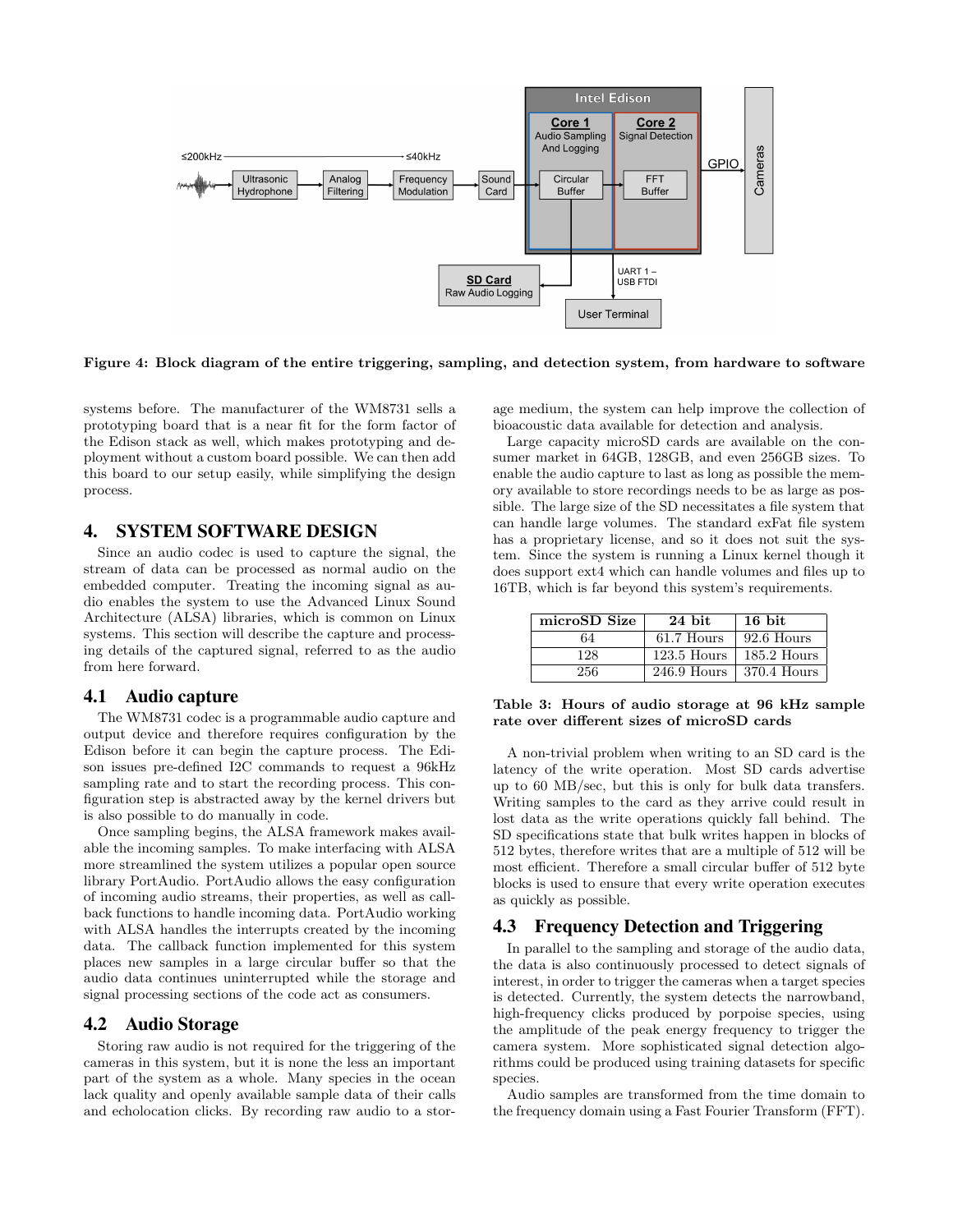Figure 4: Block diagram of the entire triggering, sampling, and detection system, from hardware to software

systems before. The manufacturer of the WM8731 sells a prototyping board that is a near fit for the form factor of the Edison stack as well, which makes prototyping and deployment without a custom board possible. We can then add this board to our setup easily, while simplifying the design process.

## 4. SYSTEM SOFTWARE DESIGN

Since an audio codec is used to capture the signal, the stream of data can be processed as normal audio on the embedded computer. Treating the incoming signal as audio enables the system to use the Advanced Linux Sound Architecture (ALSA) libraries, which is common on Linux systems. This section will describe the capture and processing details of the captured signal, referred to as the audio from here forward.

### 4.1 Audio capture

The WM8731 codec is a programmable audio capture and output device and therefore requires configuration by the Edison before it can begin the capture process. The Edison issues pre-defined I2C commands to request a 96kHz sampling rate and to start the recording process. This configuration step is abstracted away by the kernel drivers but is also possible to do manually in code.

Once sampling begins, the ALSA framework makes available the incoming samples. To make interfacing with ALSA more streamlined the system utilizes a popular open source library PortAudio. PortAudio allows the easy configuration of incoming audio streams, their properties, as well as callback functions to handle incoming data. PortAudio working with ALSA handles the interrupts created by the incoming data. The callback function implemented for this system places new samples in a large circular buffer so that the audio data continues uninterrupted while the storage and signal processing sections of the code act as consumers.

### 4.2 Audio Storage

Storing raw audio is not required for the triggering of the cameras in this system, but it is none the less an important part of the system as a whole. Many species in the ocean lack quality and openly available sample data of their calls and echolocation clicks. By recording raw audio to a storage medium, the system can help improve the collection of bioacoustic data available for detection and analysis.

Large capacity microSD cards are available on the consumer market in 64GB, 128GB, and even 256GB sizes. To enable the audio capture to last as long as possible the memory available to store recordings needs to be as large as possible. The large size of the SD necessitates a file system that can handle large volumes. The standard exFat file system has a proprietary license, and so it does not suit the system. Since the system is running a Linux kernel though it does support ext4 which can handle volumes and files up to 16TB, which is far beyond this system's requirements.

| microSD Size | 24 bit | 16 bit |
|---|---|---|
| 64 | 61.7 Hours | 92.6 Hours |
| 128 | 123.5 Hours | 185.2 Hours |
| 256 | 246.9 Hours | 370.4 Hours |

Table 3: Hours of audio storage at 96 kHz sample rate over different sizes of microSD cards

A non-trivial problem when writing to an SD card is the latency of the write operation. Most SD cards advertise up to 60 MB/sec, but this is only for bulk data transfers. Writing samples to the card as they arrive could result in lost data as the write operations quickly fall behind. The SD specifications state that bulk writes happen in blocks of 512 bytes, therefore writes that are a multiple of 512 will be most efficient. Therefore a small circular buffer of 512 byte blocks is used to ensure that every write operation executes as quickly as possible.

### 4.3 Frequency Detection and Triggering

In parallel to the sampling and storage of the audio data, the data is also continuously processed to detect signals of interest, in order to trigger the cameras when a target species is detected. Currently, the system detects the narrowband, high-frequency clicks produced by porpoise species, using the amplitude of the peak energy frequency to trigger the camera system. More sophisticated signal detection algorithms could be produced using training datasets for specific species.

Audio samples are transformed from the time domain to the frequency domain using a Fast Fourier Transform (FFT).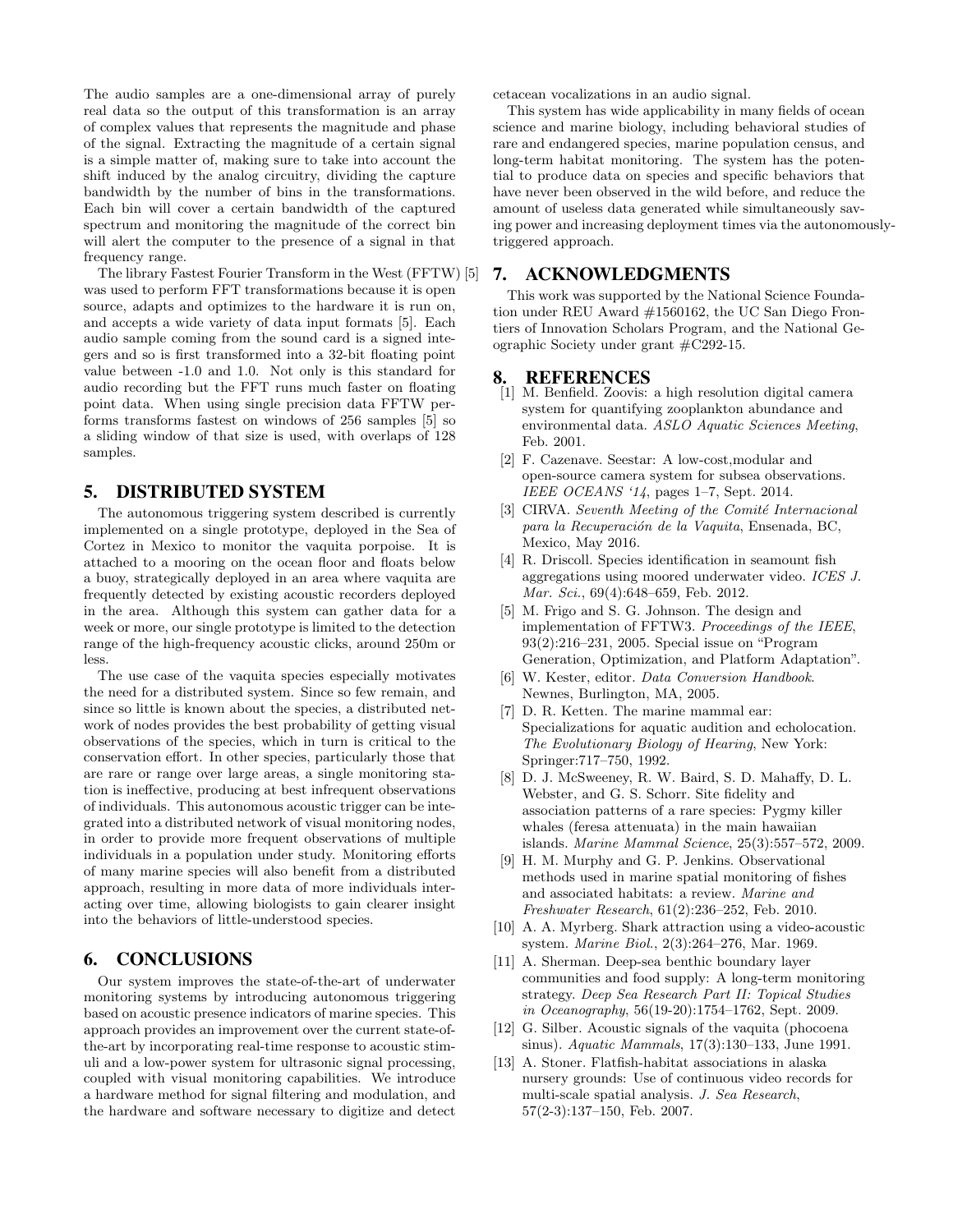The audio samples are a one-dimensional array of purely real data so the output of this transformation is an array of complex values that represents the magnitude and phase of the signal. Extracting the magnitude of a certain signal is a simple matter of, making sure to take into account the shift induced by the analog circuitry, dividing the capture bandwidth by the number of bins in the transformations. Each bin will cover a certain bandwidth of the captured spectrum and monitoring the magnitude of the correct bin will alert the computer to the presence of a signal in that frequency range.

The library Fastest Fourier Transform in the West (FFTW) [5] was used to perform FFT transformations because it is open source, adapts and optimizes to the hardware it is run on, and accepts a wide variety of data input formats [5]. Each audio sample coming from the sound card is a signed integers and so is first transformed into a 32-bit floating point value between -1.0 and 1.0. Not only is this standard for audio recording but the FFT runs much faster on floating point data. When using single precision data FFTW performs transforms fastest on windows of 256 samples [5] so a sliding window of that size is used, with overlaps of 128 samples.

## 5. DISTRIBUTED SYSTEM

The autonomous triggering system described is currently implemented on a single prototype, deployed in the Sea of Cortez in Mexico to monitor the vaquita porpoise. It is attached to a mooring on the ocean floor and floats below a buoy, strategically deployed in an area where vaquita are frequently detected by existing acoustic recorders deployed in the area. Although this system can gather data for a week or more, our single prototype is limited to the detection range of the high-frequency acoustic clicks, around 250m or less.

The use case of the vaquita species especially motivates the need for a distributed system. Since so few remain, and since so little is known about the species, a distributed network of nodes provides the best probability of getting visual observations of the species, which in turn is critical to the conservation effort. In other species, particularly those that are rare or range over large areas, a single monitoring station is ineffective, producing at best infrequent observations of individuals. This autonomous acoustic trigger can be integrated into a distributed network of visual monitoring nodes, in order to provide more frequent observations of multiple individuals in a population under study. Monitoring efforts of many marine species will also benefit from a distributed approach, resulting in more data of more individuals interacting over time, allowing biologists to gain clearer insight into the behaviors of little-understood species.

## 6. CONCLUSIONS

Our system improves the state-of-the-art of underwater monitoring systems by introducing autonomous triggering based on acoustic presence indicators of marine species. This approach provides an improvement over the current state-of-the-art by incorporating real-time response to acoustic stimuli and a low-power system for ultrasonic signal processing, coupled with visual monitoring capabilities. We introduce a hardware method for signal filtering and modulation, and the hardware and software necessary to digitize and detect cetacean vocalizations in an audio signal.

This system has wide applicability in many fields of ocean science and marine biology, including behavioral studies of rare and endangered species, marine population census, and long-term habitat monitoring. The system has the potential to produce data on species and specific behaviors that have never been observed in the wild before, and reduce the amount of useless data generated while simultaneously saving power and increasing deployment times via the autonomously-triggered approach.

## 7. ACKNOWLEDGMENTS

This work was supported by the National Science Foundation under REU Award #1560162, the UC San Diego Frontiers of Innovation Scholars Program, and the National Geographic Society under grant #C292-15.

## 8. REFERENCES

[1] M. Benfield. Zoovis: a high resolution digital camera system for quantifying zooplankton abundance and environmental data. *ASLO Aquatic Sciences Meeting*, Feb. 2001.

[2] F. Cazenave. Seestar: A low-cost,modular and open-source camera system for subsea observations. *IEEE OCEANS '14*, pages 1–7, Sept. 2014.

[3] CIRVA. *Seventh Meeting of the Comité Internacional para la Recuperación de la Vaquita*, Ensenada, BC, Mexico, May 2016.

[4] R. Driscoll. Species identification in seamount fish aggregations using moored underwater video. *ICES J. Mar. Sci.*, 69(4):648–659, Feb. 2012.

[5] M. Frigo and S. G. Johnson. The design and implementation of FFTW3. *Proceedings of the IEEE*, 93(2):216–231, 2005. Special issue on "Program Generation, Optimization, and Platform Adaptation".

[6] W. Kester, editor. *Data Conversion Handbook*. Newnes, Burlington, MA, 2005.

[7] D. R. Ketten. The marine mammal ear: Specializations for aquatic audition and echolocation. *The Evolutionary Biology of Hearing*, New York: Springer:717–750, 1992.

[8] D. J. McSweeney, R. W. Baird, S. D. Mahaffy, D. L. Webster, and G. S. Schorr. Site fidelity and association patterns of a rare species: Pygmy killer whales (feresa attenuata) in the main hawaiian islands. *Marine Mammal Science*, 25(3):557–572, 2009.

[9] H. M. Murphy and G. P. Jenkins. Observational methods used in marine spatial monitoring of fishes and associated habitats: a review. *Marine and Freshwater Research*, 61(2):236–252, Feb. 2010.

[10] A. A. Myrberg. Shark attraction using a video-acoustic system. *Marine Biol.*, 2(3):264–276, Mar. 1969.

[11] A. Sherman. Deep-sea benthic boundary layer communities and food supply: A long-term monitoring strategy. *Deep Sea Research Part II: Topical Studies in Oceanography*, 56(19-20):1754–1762, Sept. 2009.

[12] G. Silber. Acoustic signals of the vaquita (phocoena sinus). *Aquatic Mammals*, 17(3):130–133, June 1991.

[13] A. Stoner. Flatfish-habitat associations in alaska nursery grounds: Use of continuous video records for multi-scale spatial analysis. *J. Sea Research*, 57(2-3):137–150, Feb. 2007.